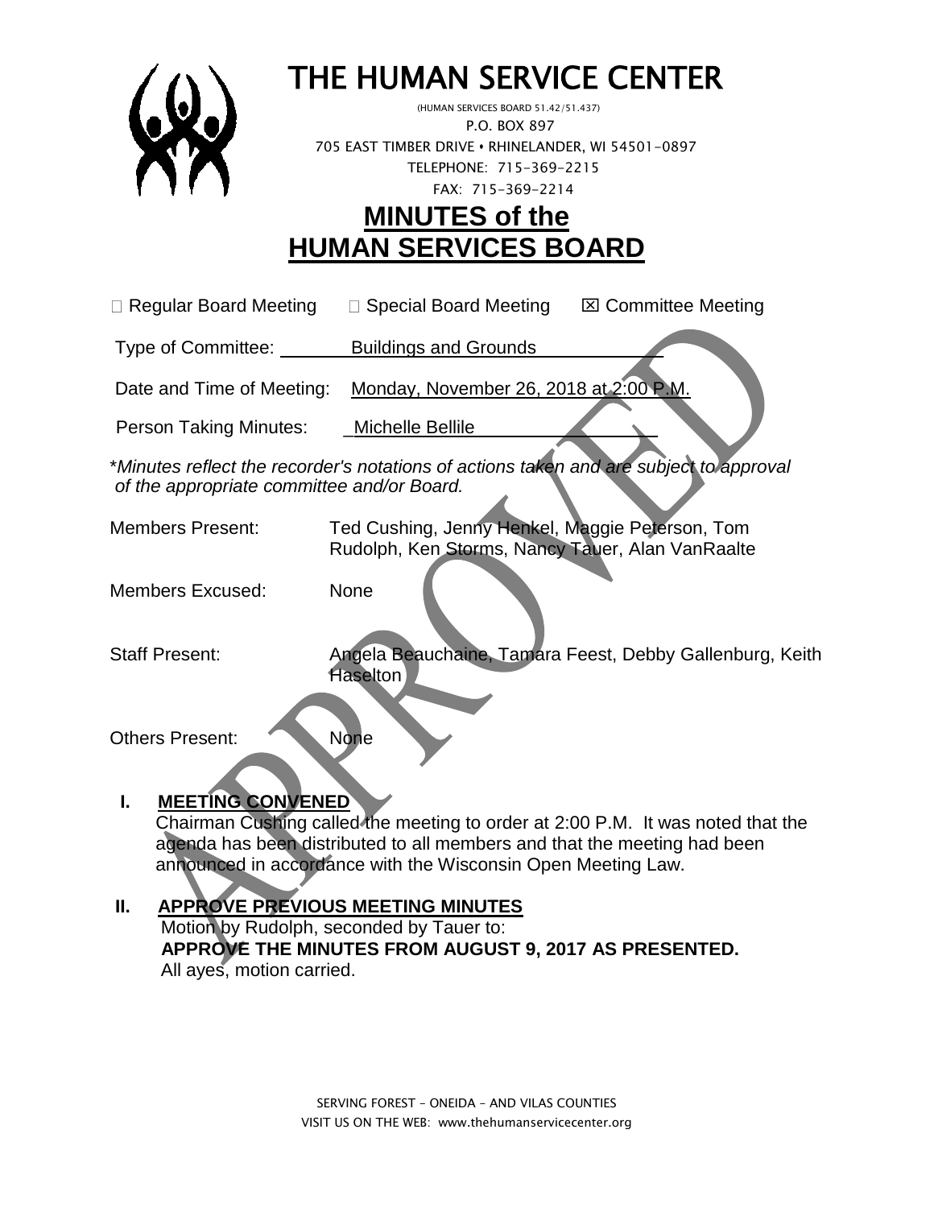# THE HUMAN SERVICE CENTER

(HUMAN SERVICES BOARD 51.42/51.437)
P.O. BOX 897
705 EAST TIMBER DRIVE • RHINELANDER, WI 54501-0897
TELEPHONE: 715-369-2215
FAX: 715-369-2214

## MINUTES of the HUMAN SERVICES BOARD

☐ Regular Board Meeting ☐ Special Board Meeting ☒ Committee Meeting

Type of Committee: Buildings and Grounds

Date and Time of Meeting: Monday, November 26, 2018 at 2:00 P.M.

Person Taking Minutes: Michelle Bellile

*Minutes reflect the recorder's notations of actions taken and are subject to approval of the appropriate committee and/or Board.*

Members Present: Ted Cushing, Jenny Henkel, Maggie Peterson, Tom Rudolph, Ken Storms, Nancy Tauer, Alan VanRaalte

Members Excused: None

Staff Present: Angela Beauchaine, Tamara Feest, Debby Gallenburg, Keith Haselton

Others Present: None

### I. MEETING CONVENED

Chairman Cushing called the meeting to order at 2:00 P.M. It was noted that the agenda has been distributed to all members and that the meeting had been announced in accordance with the Wisconsin Open Meeting Law.

### II. APPROVE PREVIOUS MEETING MINUTES

Motion by Rudolph, seconded by Tauer to:
**APPROVE THE MINUTES FROM AUGUST 9, 2017 AS PRESENTED.**
All ayes, motion carried.

SERVING FOREST – ONEIDA – AND VILAS COUNTIES
VISIT US ON THE WEB: www.thehumanservicecenter.org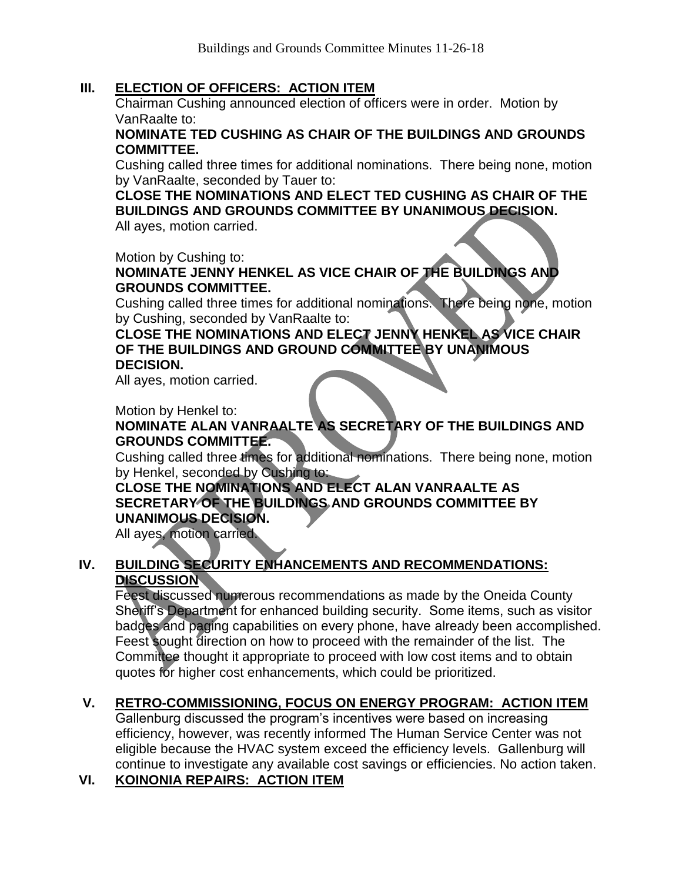## III. ELECTION OF OFFICERS: ACTION ITEM

Chairman Cushing announced election of officers were in order. Motion by VanRaalte to:

**NOMINATE TED CUSHING AS CHAIR OF THE BUILDINGS AND GROUNDS COMMITTEE.**

Cushing called three times for additional nominations. There being none, motion by VanRaalte, seconded by Tauer to:

**CLOSE THE NOMINATIONS AND ELECT TED CUSHING AS CHAIR OF THE BUILDINGS AND GROUNDS COMMITTEE BY UNANIMOUS DECISION.**

All ayes, motion carried.

Motion by Cushing to:

**NOMINATE JENNY HENKEL AS VICE CHAIR OF THE BUILDINGS AND GROUNDS COMMITTEE.**

Cushing called three times for additional nominations. There being none, motion by Cushing, seconded by VanRaalte to:

**CLOSE THE NOMINATIONS AND ELECT JENNY HENKEL AS VICE CHAIR OF THE BUILDINGS AND GROUND COMMITTEE BY UNANIMOUS DECISION.**

All ayes, motion carried.

Motion by Henkel to:

**NOMINATE ALAN VANRAALTE AS SECRETARY OF THE BUILDINGS AND GROUNDS COMMITTEE.**

Cushing called three times for additional nominations. There being none, motion by Henkel, seconded by Cushing to:

**CLOSE THE NOMINATIONS AND ELECT ALAN VANRAALTE AS SECRETARY OF THE BUILDINGS AND GROUNDS COMMITTEE BY UNANIMOUS DECISION.**

All ayes, motion carried.

## IV. BUILDING SECURITY ENHANCEMENTS AND RECOMMENDATIONS: DISCUSSION

Feest discussed numerous recommendations as made by the Oneida County Sheriff's Department for enhanced building security. Some items, such as visitor badges and paging capabilities on every phone, have already been accomplished. Feest sought direction on how to proceed with the remainder of the list. The Committee thought it appropriate to proceed with low cost items and to obtain quotes for higher cost enhancements, which could be prioritized.

## V. RETRO-COMMISSIONING, FOCUS ON ENERGY PROGRAM: ACTION ITEM

Gallenburg discussed the program's incentives were based on increasing efficiency, however, was recently informed The Human Service Center was not eligible because the HVAC system exceed the efficiency levels. Gallenburg will continue to investigate any available cost savings or efficiencies. No action taken.

## VI. KOINONIA REPAIRS: ACTION ITEM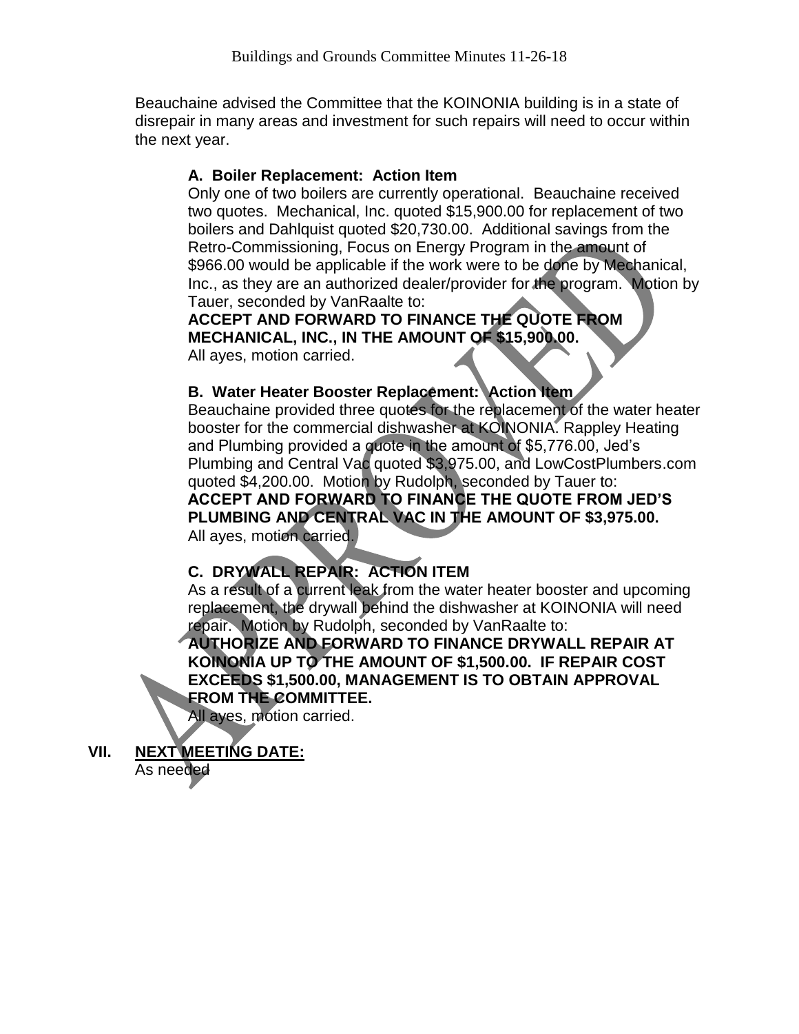Beauchaine advised the Committee that the KOINONIA building is in a state of disrepair in many areas and investment for such repairs will need to occur within the next year.

**A. Boiler Replacement: Action Item**

Only one of two boilers are currently operational. Beauchaine received two quotes. Mechanical, Inc. quoted $15,900.00 for replacement of two boilers and Dahlquist quoted $20,730.00. Additional savings from the Retro-Commissioning, Focus on Energy Program in the amount of $966.00 would be applicable if the work were to be done by Mechanical, Inc., as they are an authorized dealer/provider for the program. Motion by Tauer, seconded by VanRaalte to:

**ACCEPT AND FORWARD TO FINANCE THE QUOTE FROM MECHANICAL, INC., IN THE AMOUNT OF $15,900.00.**

All ayes, motion carried.

**B. Water Heater Booster Replacement: Action Item**

Beauchaine provided three quotes for the replacement of the water heater booster for the commercial dishwasher at KOINONIA. Rappley Heating and Plumbing provided a quote in the amount of $5,776.00, Jed's Plumbing and Central Vac quoted $3,975.00, and LowCostPlumbers.com quoted $4,200.00. Motion by Rudolph, seconded by Tauer to:

**ACCEPT AND FORWARD TO FINANCE THE QUOTE FROM JED'S PLUMBING AND CENTRAL VAC IN THE AMOUNT OF $3,975.00.**

All ayes, motion carried.

**C. DRYWALL REPAIR: ACTION ITEM**

As a result of a current leak from the water heater booster and upcoming replacement, the drywall behind the dishwasher at KOINONIA will need repair. Motion by Rudolph, seconded by VanRaalte to:

**AUTHORIZE AND FORWARD TO FINANCE DRYWALL REPAIR AT KOINONIA UP TO THE AMOUNT OF $1,500.00. IF REPAIR COST EXCEEDS $1,500.00, MANAGEMENT IS TO OBTAIN APPROVAL FROM THE COMMITTEE.**

All ayes, motion carried.

## VII. NEXT MEETING DATE:

As needed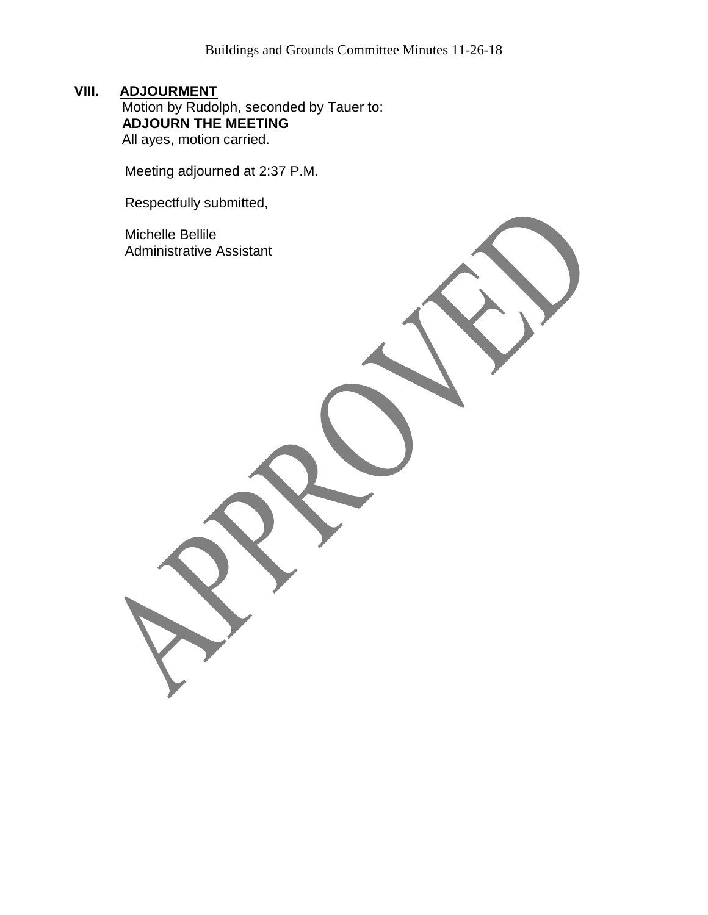## VIII. ADJOURMENT

Motion by Rudolph, seconded by Tauer to:
**ADJOURN THE MEETING**
All ayes, motion carried.

Meeting adjourned at 2:37 P.M.

Respectfully submitted,

Michelle Bellile
Administrative Assistant

APPROVED